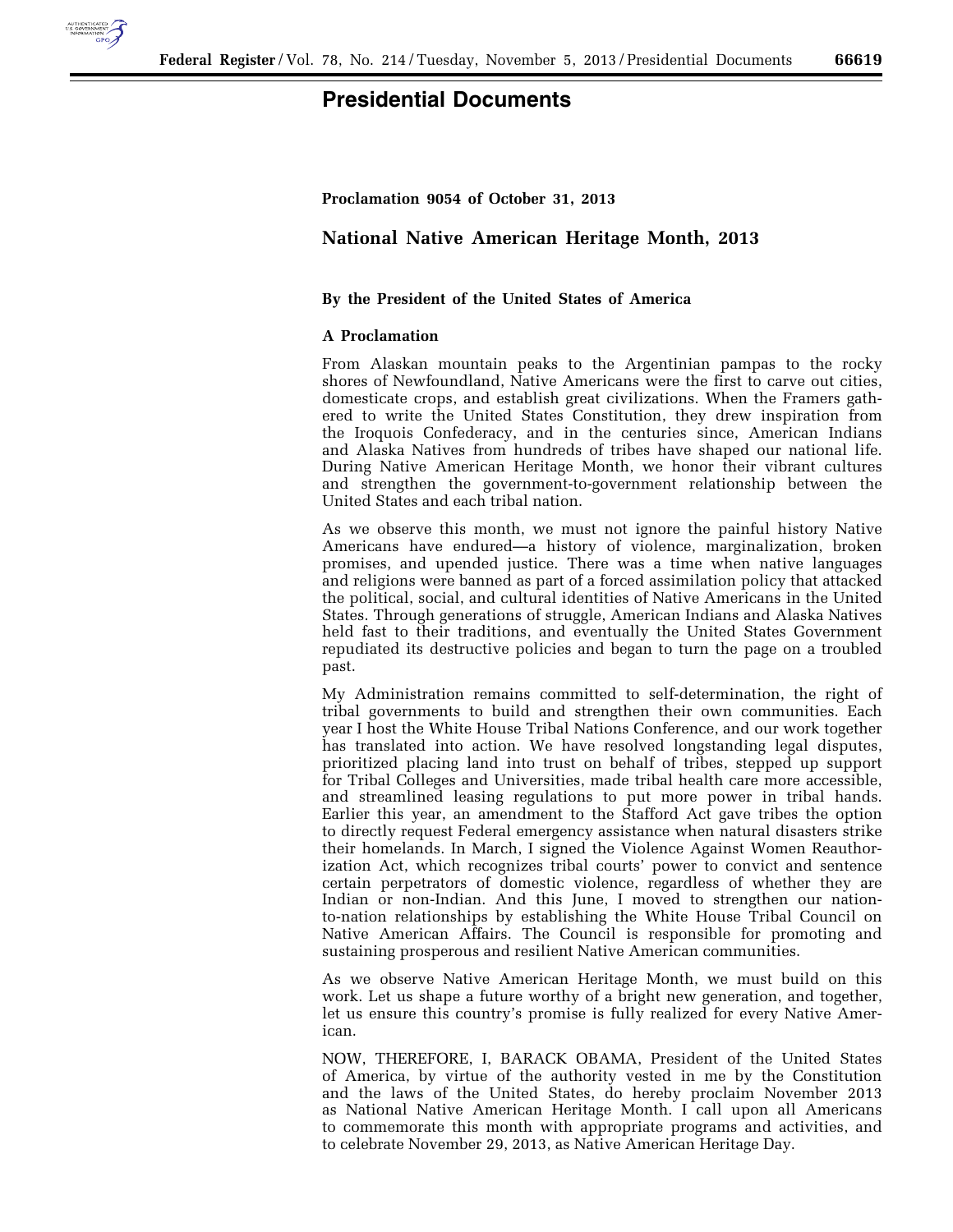# Presidential Documents

**Proclamation 9054 of October 31, 2013**

## National Native American Heritage Month, 2013

**By the President of the United States of America**

**A Proclamation**

From Alaskan mountain peaks to the Argentinian pampas to the rocky shores of Newfoundland, Native Americans were the first to carve out cities, domesticate crops, and establish great civilizations. When the Framers gathered to write the United States Constitution, they drew inspiration from the Iroquois Confederacy, and in the centuries since, American Indians and Alaska Natives from hundreds of tribes have shaped our national life. During Native American Heritage Month, we honor their vibrant cultures and strengthen the government-to-government relationship between the United States and each tribal nation.

As we observe this month, we must not ignore the painful history Native Americans have endured—a history of violence, marginalization, broken promises, and upended justice. There was a time when native languages and religions were banned as part of a forced assimilation policy that attacked the political, social, and cultural identities of Native Americans in the United States. Through generations of struggle, American Indians and Alaska Natives held fast to their traditions, and eventually the United States Government repudiated its destructive policies and began to turn the page on a troubled past.

My Administration remains committed to self-determination, the right of tribal governments to build and strengthen their own communities. Each year I host the White House Tribal Nations Conference, and our work together has translated into action. We have resolved longstanding legal disputes, prioritized placing land into trust on behalf of tribes, stepped up support for Tribal Colleges and Universities, made tribal health care more accessible, and streamlined leasing regulations to put more power in tribal hands. Earlier this year, an amendment to the Stafford Act gave tribes the option to directly request Federal emergency assistance when natural disasters strike their homelands. In March, I signed the Violence Against Women Reauthorization Act, which recognizes tribal courts' power to convict and sentence certain perpetrators of domestic violence, regardless of whether they are Indian or non-Indian. And this June, I moved to strengthen our nation-to-nation relationships by establishing the White House Tribal Council on Native American Affairs. The Council is responsible for promoting and sustaining prosperous and resilient Native American communities.

As we observe Native American Heritage Month, we must build on this work. Let us shape a future worthy of a bright new generation, and together, let us ensure this country's promise is fully realized for every Native American.

NOW, THEREFORE, I, BARACK OBAMA, President of the United States of America, by virtue of the authority vested in me by the Constitution and the laws of the United States, do hereby proclaim November 2013 as National Native American Heritage Month. I call upon all Americans to commemorate this month with appropriate programs and activities, and to celebrate November 29, 2013, as Native American Heritage Day.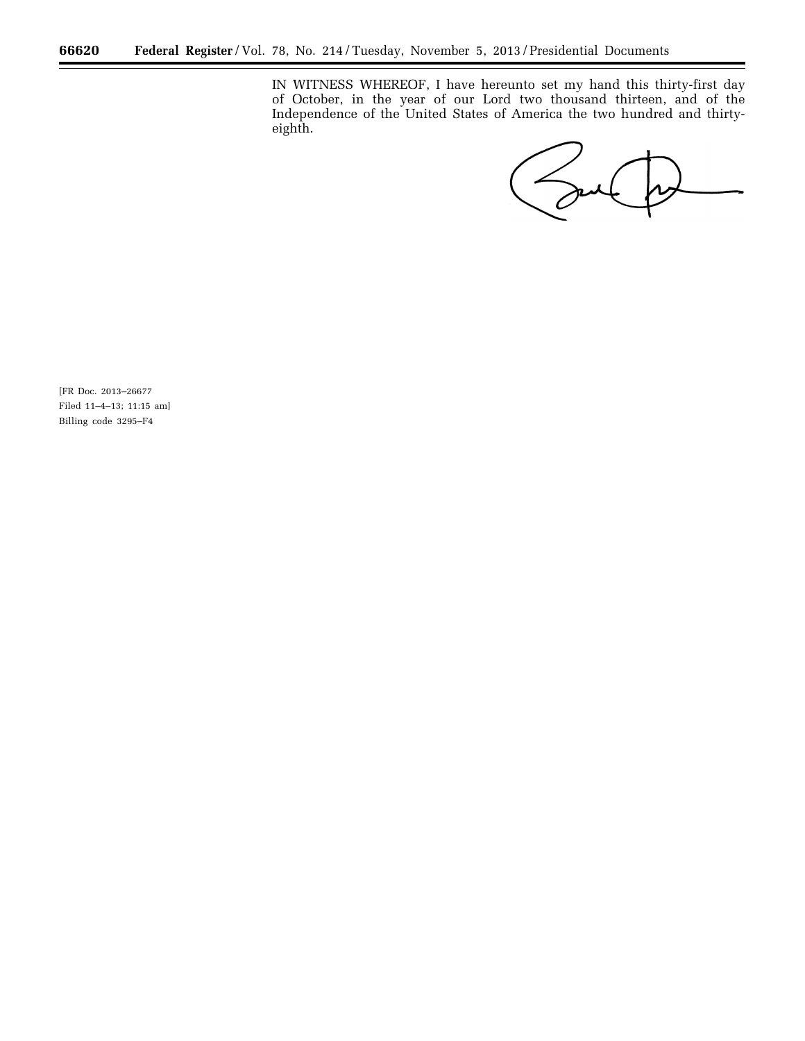IN WITNESS WHEREOF, I have hereunto set my hand this thirty-first day of October, in the year of our Lord two thousand thirteen, and of the Independence of the United States of America the two hundred and thirty-eighth.

[FR Doc. 2013–26677
Filed 11–4–13; 11:15 am]
Billing code 3295–F4